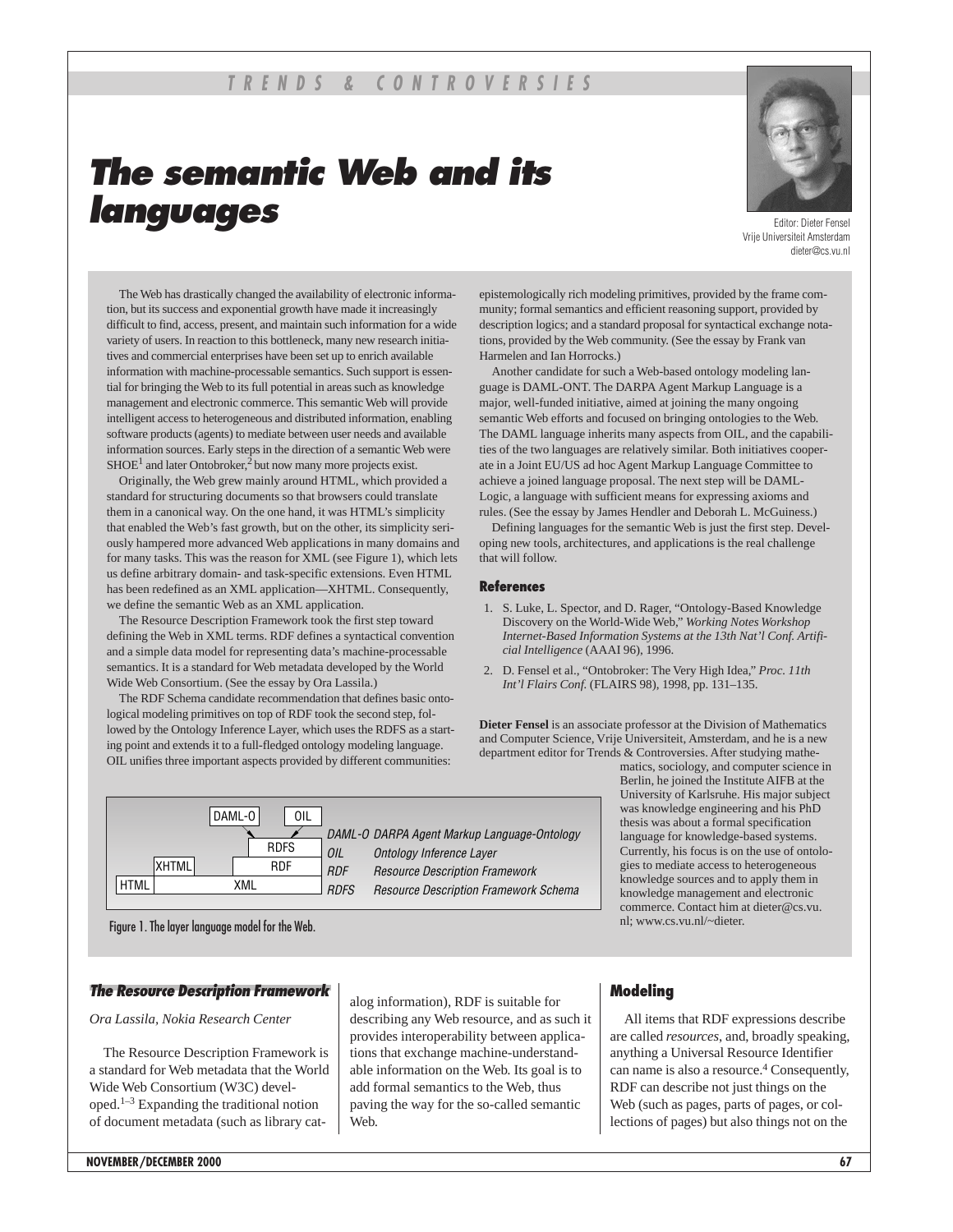TRENDS & CONTROVERSIES

# The semantic Web and its languages

Editor: Dieter Fensel
Vrije Universiteit Amsterdam
dieter@cs.vu.nl

The Web has drastically changed the availability of electronic information, but its success and exponential growth have made it increasingly difficult to find, access, present, and maintain such information for a wide variety of users. In reaction to this bottleneck, many new research initiatives and commercial enterprises have been set up to enrich available information with machine-processable semantics. Such support is essential for bringing the Web to its full potential in areas such as knowledge management and electronic commerce. This semantic Web will provide intelligent access to heterogeneous and distributed information, enabling software products (agents) to mediate between user needs and available information sources. Early steps in the direction of a semantic Web were SHOE[1] and later Ontobroker,[2] but now many more projects exist.

Originally, the Web grew mainly around HTML, which provided a standard for structuring documents so that browsers could translate them in a canonical way. On the one hand, it was HTML's simplicity that enabled the Web's fast growth, but on the other, its simplicity seriously hampered more advanced Web applications in many domains and for many tasks. This was the reason for XML (see Figure 1), which lets us define arbitrary domain- and task-specific extensions. Even HTML has been redefined as an XML application—XHTML. Consequently, we define the semantic Web as an XML application.

The Resource Description Framework took the first step toward defining the Web in XML terms. RDF defines a syntactical convention and a simple data model for representing data's machine-processable semantics. It is a standard for Web metadata developed by the World Wide Web Consortium. (See the essay by Ora Lassila.)

The RDF Schema candidate recommendation that defines basic ontological modeling primitives on top of RDF took the second step, followed by the Ontology Inference Layer, which uses the RDFS as a starting point and extends it to a full-fledged ontology modeling language. OIL unifies three important aspects provided by different communities: epistemologically rich modeling primitives, provided by the frame community; formal semantics and efficient reasoning support, provided by description logics; and a standard proposal for syntactical exchange notations, provided by the Web community. (See the essay by Frank van Harmelen and Ian Horrocks.)

Another candidate for such a Web-based ontology modeling language is DAML-ONT. The DARPA Agent Markup Language is a major, well-funded initiative, aimed at joining the many ongoing semantic Web efforts and focused on bringing ontologies to the Web. The DAML language inherits many aspects from OIL, and the capabilities of the two languages are relatively similar. Both initiatives cooperate in a Joint EU/US ad hoc Agent Markup Language Committee to achieve a joined language proposal. The next step will be DAML-Logic, a language with sufficient means for expressing axioms and rules. (See the essay by James Hendler and Deborah L. McGuiness.)

Defining languages for the semantic Web is just the first step. Developing new tools, architectures, and applications is the real challenge that will follow.

DAML-O  OIL
RDFS
XHTML  RDF
HTML  XML

DAML-O DARPA Agent Markup Language-Ontology
OIL Ontology Inference Layer
RDF Resource Description Framework
RDFS Resource Description Framework Schema

Figure 1. The layer language model for the Web.

### References

1. S. Luke, L. Spector, and D. Rager, "Ontology-Based Knowledge Discovery on the World-Wide Web," *Working Notes Workshop Internet-Based Information Systems at the 13th Nat'l Conf. Artificial Intelligence* (AAAI 96), 1996.
2. D. Fensel et al., "Ontobroker: The Very High Idea," *Proc. 11th Int'l Flairs Conf.* (FLAIRS 98), 1998, pp. 131–135.

**Dieter Fensel** is an associate professor at the Division of Mathematics and Computer Science, Vrije Universiteit, Amsterdam, and he is a new department editor for Trends & Controversies. After studying mathematics, sociology, and computer science in Berlin, he joined the Institute AIFB at the University of Karlsruhe. His major subject was knowledge engineering and his PhD thesis was about a formal specification language for knowledge-based systems. Currently, his focus is on the use of ontologies to mediate access to heterogeneous knowledge sources and to apply them in knowledge management and electronic commerce. Contact him at dieter@cs.vu.nl; www.cs.vu.nl/~dieter.

## The Resource Description Framework

*Ora Lassila, Nokia Research Center*

The Resource Description Framework is a standard for Web metadata that the World Wide Web Consortium (W3C) developed.[1–3] Expanding the traditional notion of document metadata (such as library catalog information), RDF is suitable for describing any Web resource, and as such it provides interoperability between applications that exchange machine-understandable information on the Web. Its goal is to add formal semantics to the Web, thus paving the way for the so-called semantic Web.

### Modeling

All items that RDF expressions describe are called *resources*, and, broadly speaking, anything a Universal Resource Identifier can name is also a resource.[4] Consequently, RDF can describe not just things on the Web (such as pages, parts of pages, or collections of pages) but also things not on the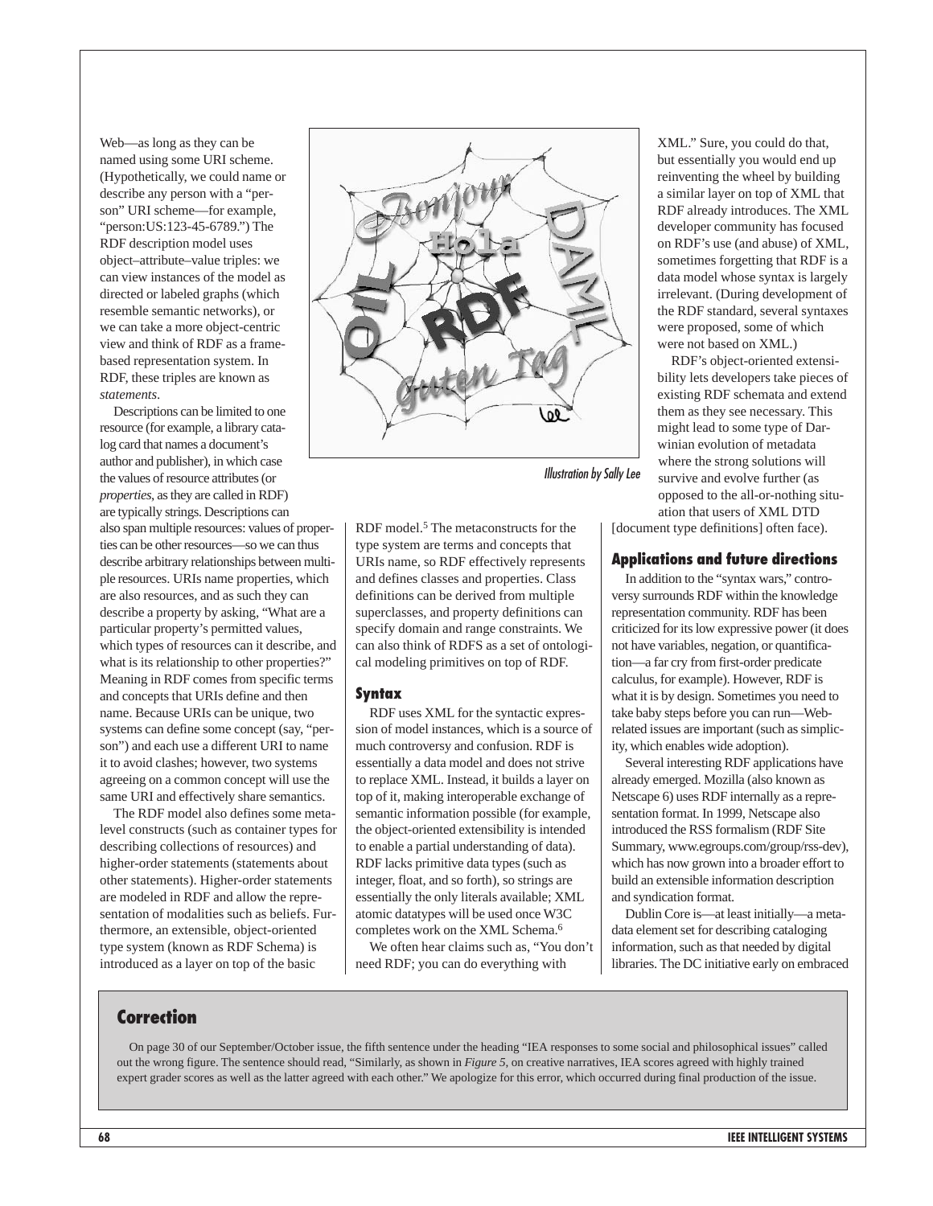Web—as long as they can be named using some URI scheme. (Hypothetically, we could name or describe any person with a "person" URI scheme—for example, "person:US:123-45-6789.") The RDF description model uses object–attribute–value triples: we can view instances of the model as directed or labeled graphs (which resemble semantic networks), or we can take a more object-centric view and think of RDF as a frame-based representation system. In RDF, these triples are known as *statements*.

Descriptions can be limited to one resource (for example, a library catalog card that names a document's author and publisher), in which case the values of resource attributes (or *properties*, as they are called in RDF) are typically strings. Descriptions can also span multiple resources: values of properties can be other resources—so we can thus describe arbitrary relationships between multiple resources. URIs name properties, which are also resources, and as such they can describe a property by asking, "What are a particular property's permitted values, which types of resources can it describe, and what is its relationship to other properties?" Meaning in RDF comes from specific terms and concepts that URIs define and then name. Because URIs can be unique, two systems can define some concept (say, "person") and each use a different URI to name it to avoid clashes; however, two systems agreeing on a common concept will use the same URI and effectively share semantics.

The RDF model also defines some meta-level constructs (such as container types for describing collections of resources) and higher-order statements (statements about other statements). Higher-order statements are modeled in RDF and allow the representation of modalities such as beliefs. Furthermore, an extensible, object-oriented type system (known as RDF Schema) is introduced as a layer on top of the basic RDF model.[5] The metaconstructs for the type system are terms and concepts that URIs name, so RDF effectively represents and defines classes and properties. Class definitions can be derived from multiple superclasses, and property definitions can specify domain and range constraints. We can also think of RDFS as a set of ontological modeling primitives on top of RDF.

Illustration by Sally Lee

### Syntax

RDF uses XML for the syntactic expression of model instances, which is a source of much controversy and confusion. RDF is essentially a data model and does not strive to replace XML. Instead, it builds a layer on top of it, making interoperable exchange of semantic information possible (for example, the object-oriented extensibility is intended to enable a partial understanding of data). RDF lacks primitive data types (such as integer, float, and so forth), so strings are essentially the only literals available; XML atomic datatypes will be used once W3C completes work on the XML Schema.[6]

We often hear claims such as, "You don't need RDF; you can do everything with XML." Sure, you could do that, but essentially you would end up reinventing the wheel by building a similar layer on top of XML that RDF already introduces. The XML developer community has focused on RDF's use (and abuse) of XML, sometimes forgetting that RDF is a data model whose syntax is largely irrelevant. (During development of the RDF standard, several syntaxes were proposed, some of which were not based on XML.)

RDF's object-oriented extensibility lets developers take pieces of existing RDF schemata and extend them as they see necessary. This might lead to some type of Darwinian evolution of metadata where the strong solutions will survive and evolve further (as opposed to the all-or-nothing situation that users of XML DTD [document type definitions] often face).

### Applications and future directions

In addition to the "syntax wars," controversy surrounds RDF within the knowledge representation community. RDF has been criticized for its low expressive power (it does not have variables, negation, or quantification—a far cry from first-order predicate calculus, for example). However, RDF is what it is by design. Sometimes you need to take baby steps before you can run—Web-related issues are important (such as simplicity, which enables wide adoption).

Several interesting RDF applications have already emerged. Mozilla (also known as Netscape 6) uses RDF internally as a representation format. In 1999, Netscape also introduced the RSS formalism (RDF Site Summary, www.egroups.com/group/rss-dev), which has now grown into a broader effort to build an extensible information description and syndication format.

Dublin Core is—at least initially—a metadata element set for describing cataloging information, such as that needed by digital libraries. The DC initiative early on embraced

## Correction

On page 30 of our September/October issue, the fifth sentence under the heading "IEA responses to some social and philosophical issues" called out the wrong figure. The sentence should read, "Similarly, as shown in *Figure 5*, on creative narratives, IEA scores agreed with highly trained expert grader scores as well as the latter agreed with each other." We apologize for this error, which occurred during final production of the issue.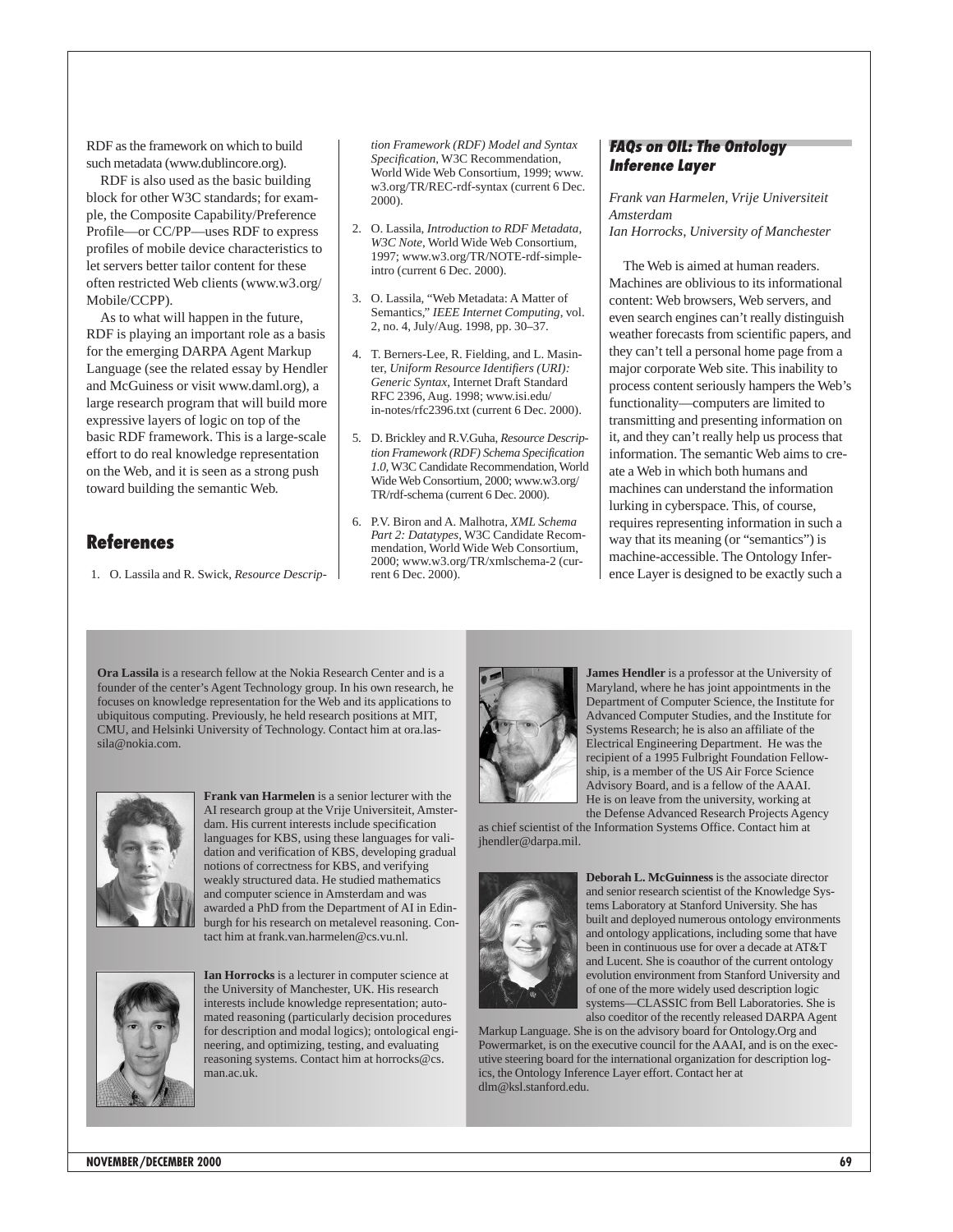RDF as the framework on which to build such metadata (www.dublincore.org).

RDF is also used as the basic building block for other W3C standards; for example, the Composite Capability/Preference Profile—or CC/PP—uses RDF to express profiles of mobile device characteristics to let servers better tailor content for these often restricted Web clients (www.w3.org/Mobile/CCPP).

As to what will happen in the future, RDF is playing an important role as a basis for the emerging DARPA Agent Markup Language (see the related essay by Hendler and McGuiness or visit www.daml.org), a large research program that will build more expressive layers of logic on top of the basic RDF framework. This is a large-scale effort to do real knowledge representation on the Web, and it is seen as a strong push toward building the semantic Web.

## References

1. O. Lassila and R. Swick, *Resource Description Framework (RDF) Model and Syntax Specification*, W3C Recommendation, World Wide Web Consortium, 1999; www.w3.org/TR/REC-rdf-syntax (current 6 Dec. 2000).
2. O. Lassila, *Introduction to RDF Metadata*, *W3C Note*, World Wide Web Consortium, 1997; www.w3.org/TR/NOTE-rdf-simple-intro (current 6 Dec. 2000).
3. O. Lassila, "Web Metadata: A Matter of Semantics," *IEEE Internet Computing*, vol. 2, no. 4, July/Aug. 1998, pp. 30–37.
4. T. Berners-Lee, R. Fielding, and L. Masinter, *Uniform Resource Identifiers (URI): Generic Syntax*, Internet Draft Standard RFC 2396, Aug. 1998; www.isi.edu/in-notes/rfc2396.txt (current 6 Dec. 2000).
5. D. Brickley and R.V.Guha, *Resource Description Framework (RDF) Schema Specification 1.0*, W3C Candidate Recommendation, World Wide Web Consortium, 2000; www.w3.org/TR/rdf-schema (current 6 Dec. 2000).
6. P.V. Biron and A. Malhotra, *XML Schema Part 2: Datatypes*, W3C Candidate Recommendation, World Wide Web Consortium, 2000; www.w3.org/TR/xmlschema-2 (current 6 Dec. 2000).

## FAQs on OIL: The Ontology Inference Layer

*Frank van Harmelen, Vrije Universiteit Amsterdam*
*Ian Horrocks, University of Manchester*

The Web is aimed at human readers. Machines are oblivious to its informational content: Web browsers, Web servers, and even search engines can't really distinguish weather forecasts from scientific papers, and they can't tell a personal home page from a major corporate Web site. This inability to process content seriously hampers the Web's functionality—computers are limited to transmitting and presenting information on it, and they can't really help us process that information. The semantic Web aims to create a Web in which both humans and machines can understand the information lurking in cyberspace. This, of course, requires representing information in such a way that its meaning (or "semantics") is machine-accessible. The Ontology Inference Layer is designed to be exactly such a

---

**Ora Lassila** is a research fellow at the Nokia Research Center and is a founder of the center's Agent Technology group. In his own research, he focuses on knowledge representation for the Web and its applications to ubiquitous computing. Previously, he held research positions at MIT, CMU, and Helsinki University of Technology. Contact him at ora.lassila@nokia.com.

**Frank van Harmelen** is a senior lecturer with the AI research group at the Vrije Universiteit, Amsterdam. His current interests include specification languages for KBS, using these languages for validation and verification of KBS, developing gradual notions of correctness for KBS, and verifying weakly structured data. He studied mathematics and computer science in Amsterdam and was awarded a PhD from the Department of AI in Edinburgh for his research on metalevel reasoning. Contact him at frank.van.harmelen@cs.vu.nl.

**Ian Horrocks** is a lecturer in computer science at the University of Manchester, UK. His research interests include knowledge representation; automated reasoning (particularly decision procedures for description and modal logics); ontological engineering, and optimizing, testing, and evaluating reasoning systems. Contact him at horrocks@cs.man.ac.uk.

**James Hendler** is a professor at the University of Maryland, where he has joint appointments in the Department of Computer Science, the Institute for Advanced Computer Studies, and the Institute for Systems Research; he is also an affiliate of the Electrical Engineering Department. He was the recipient of a 1995 Fulbright Foundation Fellowship, is a member of the US Air Force Science Advisory Board, and is a fellow of the AAAI. He is on leave from the university, working at the Defense Advanced Research Projects Agency as chief scientist of the Information Systems Office. Contact him at jhendler@darpa.mil.

**Deborah L. McGuinness** is the associate director and senior research scientist of the Knowledge Systems Laboratory at Stanford University. She has built and deployed numerous ontology environments and ontology applications, including some that have been in continuous use for over a decade at AT&T and Lucent. She is coauthor of the current ontology evolution environment from Stanford University and of one of the more widely used description logic systems—CLASSIC from Bell Laboratories. She is also coeditor of the recently released DARPA Agent Markup Language. She is on the advisory board for Ontology.Org and Powermarket, is on the executive council for the AAAI, and is on the executive steering board for the international organization for description logics, the Ontology Inference Layer effort. Contact her at dlm@ksl.stanford.edu.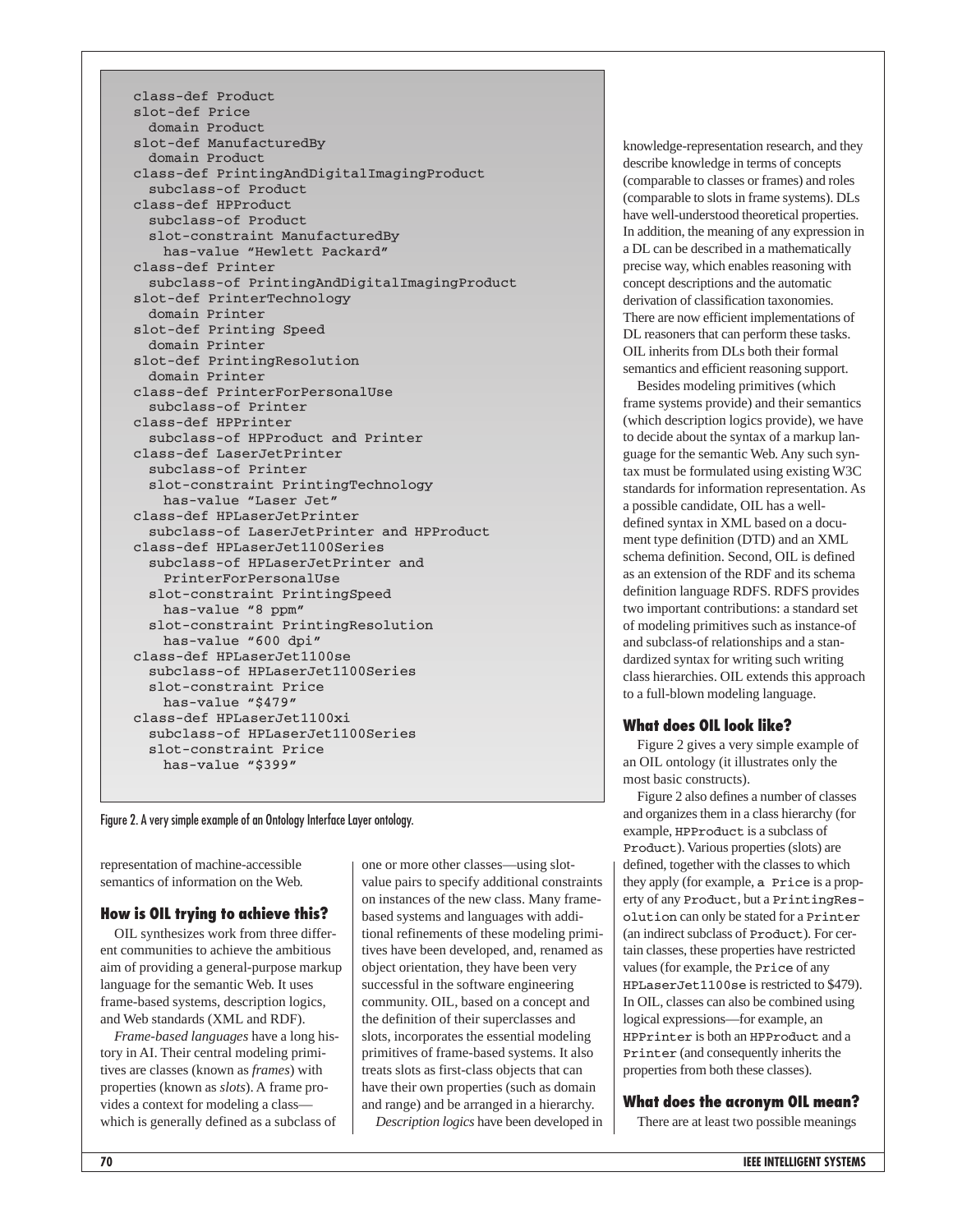```
class-def Product
slot-def Price
  domain Product
slot-def ManufacturedBy
  domain Product
class-def PrintingAndDigitalImagingProduct
  subclass-of Product
class-def HPProduct
  subclass-of Product
  slot-constraint ManufacturedBy
    has-value "Hewlett Packard"
class-def Printer
  subclass-of PrintingAndDigitalImagingProduct
slot-def PrinterTechnology
  domain Printer
slot-def Printing Speed
  domain Printer
slot-def PrintingResolution
  domain Printer
class-def PrinterForPersonalUse
  subclass-of Printer
class-def HPPrinter
  subclass-of HPProduct and Printer
class-def LaserJetPrinter
  subclass-of Printer
  slot-constraint PrintingTechnology
    has-value "Laser Jet"
class-def HPLaserJetPrinter
  subclass-of LaserJetPrinter and HPProduct
class-def HPLaserJet1100Series
  subclass-of HPLaserJetPrinter and
    PrinterForPersonalUse
  slot-constraint PrintingSpeed
    has-value "8 ppm"
  slot-constraint PrintingResolution
    has-value "600 dpi"
class-def HPLaserJet1100se
  subclass-of HPLaserJet1100Series
  slot-constraint Price
    has-value "$479"
class-def HPLaserJet1100xi
  subclass-of HPLaserJet1100Series
  slot-constraint Price
    has-value "$399"
```

Figure 2. A very simple example of an Ontology Interface Layer ontology.

representation of machine-accessible semantics of information on the Web.

### How is OIL trying to achieve this?

OIL synthesizes work from three different communities to achieve the ambitious aim of providing a general-purpose markup language for the semantic Web. It uses frame-based systems, description logics, and Web standards (XML and RDF).

*Frame-based languages* have a long history in AI. Their central modeling primitives are classes (known as *frames*) with properties (known as *slots*). A frame provides a context for modeling a class—which is generally defined as a subclass of one or more other classes—using slot-value pairs to specify additional constraints on instances of the new class. Many frame-based systems and languages with additional refinements of these modeling primitives have been developed, and, renamed as object orientation, they have been very successful in the software engineering community. OIL, based on a concept and the definition of their superclasses and slots, incorporates the essential modeling primitives of frame-based systems. It also treats slots as first-class objects that can have their own properties (such as domain and range) and be arranged in a hierarchy.

*Description logics* have been developed in knowledge-representation research, and they describe knowledge in terms of concepts (comparable to classes or frames) and roles (comparable to slots in frame systems). DLs have well-understood theoretical properties. In addition, the meaning of any expression in a DL can be described in a mathematically precise way, which enables reasoning with concept descriptions and the automatic derivation of classification taxonomies. There are now efficient implementations of DL reasoners that can perform these tasks. OIL inherits from DLs both their formal semantics and efficient reasoning support.

Besides modeling primitives (which frame systems provide) and their semantics (which description logics provide), we have to decide about the syntax of a markup language for the semantic Web. Any such syntax must be formulated using existing W3C standards for information representation. As a possible candidate, OIL has a well-defined syntax in XML based on a document type definition (DTD) and an XML schema definition. Second, OIL is defined as an extension of the RDF and its schema definition language RDFS. RDFS provides two important contributions: a standard set of modeling primitives such as instance-of and subclass-of relationships and a standardized syntax for writing such writing class hierarchies. OIL extends this approach to a full-blown modeling language.

### What does OIL look like?

Figure 2 gives a very simple example of an OIL ontology (it illustrates only the most basic constructs).

Figure 2 also defines a number of classes and organizes them in a class hierarchy (for example, `HPProduct` is a subclass of `Product`). Various properties (slots) are defined, together with the classes to which they apply (for example, a `Price` is a property of any `Product`, but a `PrintingResolution` can only be stated for a `Printer` (an indirect subclass of `Product`). For certain classes, these properties have restricted values (for example, the `Price` of any `HPLaserJet1100se` is restricted to $479). In OIL, classes can also be combined using logical expressions—for example, an `HPPrinter` is both an `HPProduct` and a `Printer` (and consequently inherits the properties from both these classes).

### What does the acronym OIL mean?

There are at least two possible meanings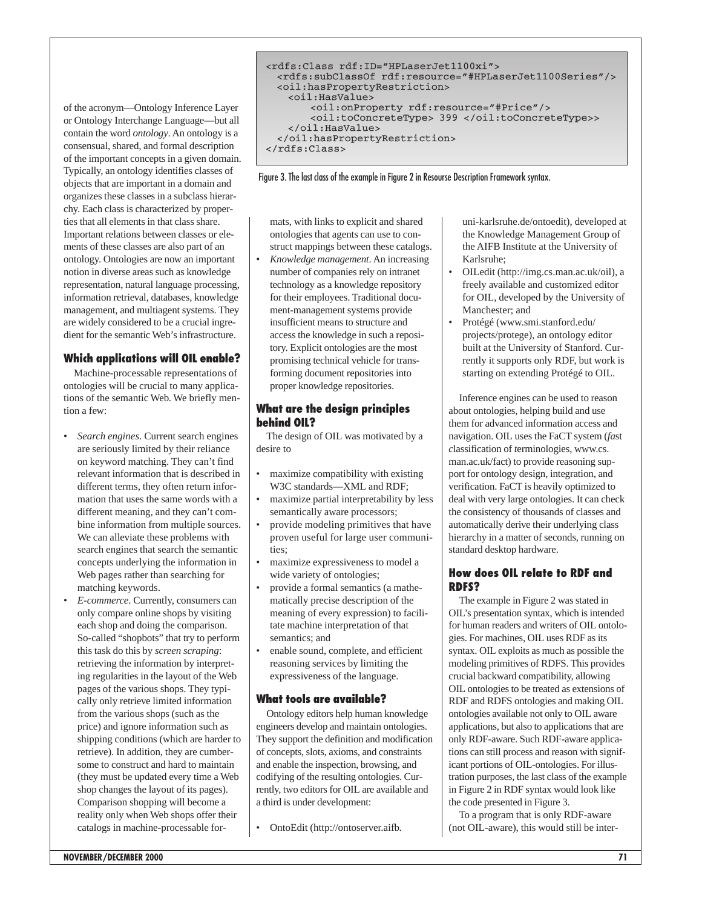of the acronym—Ontology Inference Layer or Ontology Interchange Language—but all contain the word *ontology*. An ontology is a consensual, shared, and formal description of the important concepts in a given domain. Typically, an ontology identifies classes of objects that are important in a domain and organizes these classes in a subclass hierarchy. Each class is characterized by properties that all elements in that class share. Important relations between classes or elements of these classes are also part of an ontology. Ontologies are now an important notion in diverse areas such as knowledge representation, natural language processing, information retrieval, databases, knowledge management, and multiagent systems. They are widely considered to be a crucial ingredient for the semantic Web's infrastructure.

```
<rdfs:Class rdf:ID="HPLaserJet1100xi">
  <rdfs:subClassOf rdf:resource="#HPLaserJet1100Series"/>
  <oil:hasPropertyRestriction>
    <oil:HasValue>
        <oil:onProperty rdf:resource="#Price"/>
        <oil:toConcreteType> 399 </oil:toConcreteType>>
    </oil:HasValue>
  </oil:hasPropertyRestriction>
</rdfs:Class>
```

Figure 3. The last class of the example in Figure 2 in Resourse Description Framework syntax.

## Which applications will OIL enable?

Machine-processable representations of ontologies will be crucial to many applications of the semantic Web. We briefly mention a few:

- *Search engines*. Current search engines are seriously limited by their reliance on keyword matching. They can't find relevant information that is described in different terms, they often return information that uses the same words with a different meaning, and they can't combine information from multiple sources. We can alleviate these problems with search engines that search the semantic concepts underlying the information in Web pages rather than searching for matching keywords.
- *E-commerce*. Currently, consumers can only compare online shops by visiting each shop and doing the comparison. So-called "shopbots" that try to perform this task do this by *screen scraping*: retrieving the information by interpreting regularities in the layout of the Web pages of the various shops. They typically only retrieve limited information from the various shops (such as the price) and ignore information such as shipping conditions (which are harder to retrieve). In addition, they are cumbersome to construct and hard to maintain (they must be updated every time a Web shop changes the layout of its pages). Comparison shopping will become a reality only when Web shops offer their catalogs in machine-processable formats, with links to explicit and shared ontologies that agents can use to construct mappings between these catalogs.
- *Knowledge management*. An increasing number of companies rely on intranet technology as a knowledge repository for their employees. Traditional document-management systems provide insufficient means to structure and access the knowledge in such a repository. Explicit ontologies are the most promising technical vehicle for transforming document repositories into proper knowledge repositories.

## What are the design principles behind OIL?

The design of OIL was motivated by a desire to

- maximize compatibility with existing W3C standards—XML and RDF;
- maximize partial interpretability by less semantically aware processors;
- provide modeling primitives that have proven useful for large user communities;
- maximize expressiveness to model a wide variety of ontologies;
- provide a formal semantics (a mathematically precise description of the meaning of every expression) to facilitate machine interpretation of that semantics; and
- enable sound, complete, and efficient reasoning services by limiting the expressiveness of the language.

## What tools are available?

Ontology editors help human knowledge engineers develop and maintain ontologies. They support the definition and modification of concepts, slots, axioms, and constraints and enable the inspection, browsing, and codifying of the resulting ontologies. Currently, two editors for OIL are available and a third is under development:

- OntoEdit (http://ontoserver.aifb.uni-karlsruhe.de/ontoedit), developed at the Knowledge Management Group of the AIFB Institute at the University of Karlsruhe;
- OILedit (http://img.cs.man.ac.uk/oil), a freely available and customized editor for OIL, developed by the University of Manchester; and
- Protégé (www.smi.stanford.edu/projects/protege), an ontology editor built at the University of Stanford. Currently it supports only RDF, but work is starting on extending Protégé to OIL.

Inference engines can be used to reason about ontologies, helping build and use them for advanced information access and navigation. OIL uses the FaCT system (*fa*st *c*lassification of *t*erminologies, www.cs.man.ac.uk/fact) to provide reasoning support for ontology design, integration, and verification. FaCT is heavily optimized to deal with very large ontologies. It can check the consistency of thousands of classes and automatically derive their underlying class hierarchy in a matter of seconds, running on standard desktop hardware.

## How does OIL relate to RDF and RDFS?

The example in Figure 2 was stated in OIL's presentation syntax, which is intended for human readers and writers of OIL ontologies. For machines, OIL uses RDF as its syntax. OIL exploits as much as possible the modeling primitives of RDFS. This provides crucial backward compatibility, allowing OIL ontologies to be treated as extensions of RDF and RDFS ontologies and making OIL ontologies available not only to OIL aware applications, but also to applications that are only RDF-aware. Such RDF-aware applications can still process and reason with significant portions of OIL-ontologies. For illustration purposes, the last class of the example in Figure 2 in RDF syntax would look like the code presented in Figure 3.

To a program that is only RDF-aware (not OIL-aware), this would still be inter-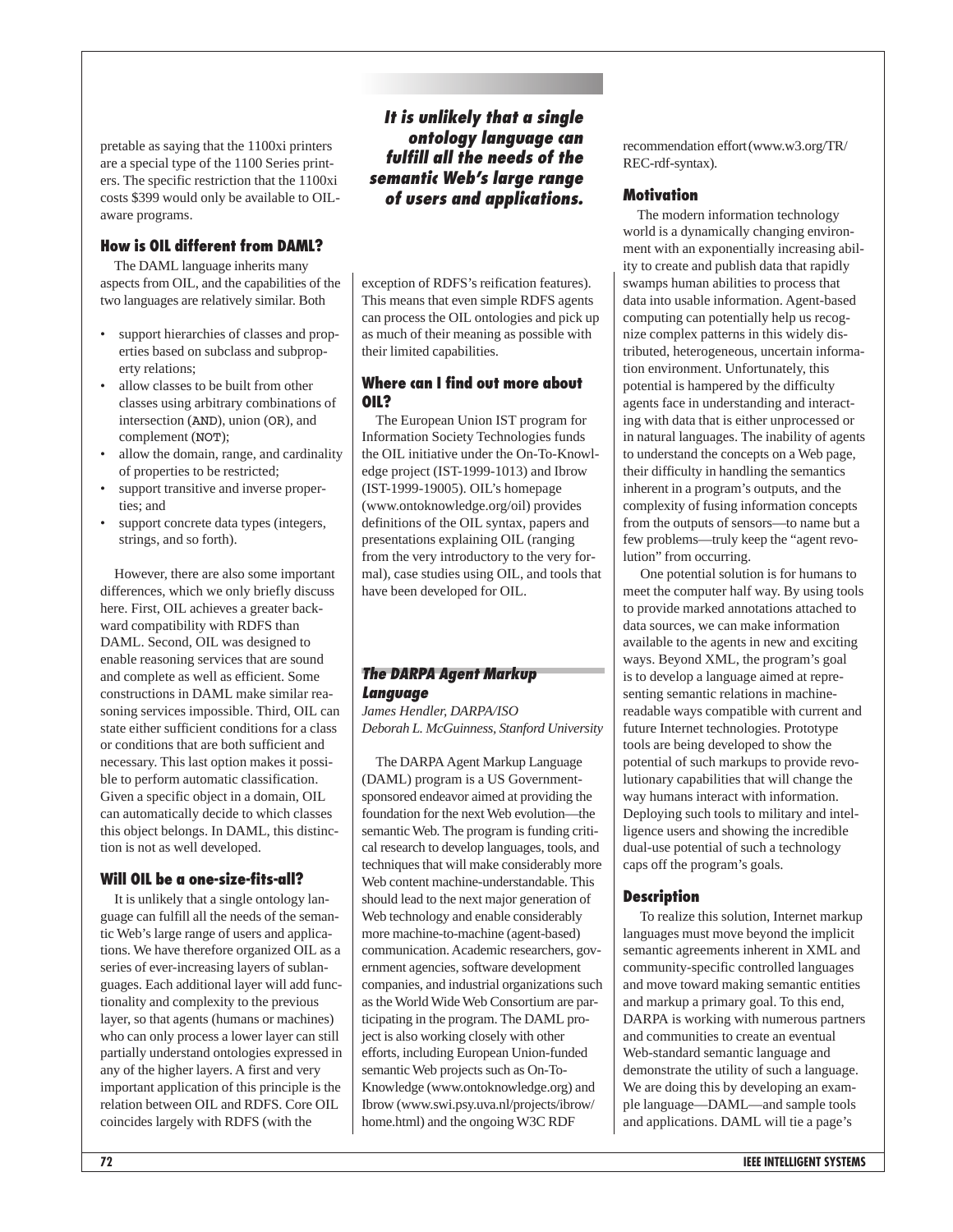pretable as saying that the 1100xi printers are a special type of the 1100 Series printers. The specific restriction that the 1100xi costs $399 would only be available to OIL-aware programs.

### How is OIL different from DAML?

The DAML language inherits many aspects from OIL, and the capabilities of the two languages are relatively similar. Both

- support hierarchies of classes and properties based on subclass and subproperty relations;
- allow classes to be built from other classes using arbitrary combinations of intersection (`AND`), union (`OR`), and complement (`NOT`);
- allow the domain, range, and cardinality of properties to be restricted;
- support transitive and inverse properties; and
- support concrete data types (integers, strings, and so forth).

However, there are also some important differences, which we only briefly discuss here. First, OIL achieves a greater backward compatibility with RDFS than DAML. Second, OIL was designed to enable reasoning services that are sound and complete as well as efficient. Some constructions in DAML make similar reasoning services impossible. Third, OIL can state either sufficient conditions for a class or conditions that are both sufficient and necessary. This last option makes it possible to perform automatic classification. Given a specific object in a domain, OIL can automatically decide to which classes this object belongs. In DAML, this distinction is not as well developed.

### Will OIL be a one-size-fits-all?

It is unlikely that a single ontology language can fulfill all the needs of the semantic Web's large range of users and applications. We have therefore organized OIL as a series of ever-increasing layers of sublanguages. Each additional layer will add functionality and complexity to the previous layer, so that agents (humans or machines) who can only process a lower layer can still partially understand ontologies expressed in any of the higher layers. A first and very important application of this principle is the relation between OIL and RDFS. Core OIL coincides largely with RDFS (with the exception of RDFS's reification features). This means that even simple RDFS agents can process the OIL ontologies and pick up as much of their meaning as possible with their limited capabilities.

***It is unlikely that a single ontology language can fulfill all the needs of the semantic Web's large range of users and applications.***

### Where can I find out more about OIL?

The European Union IST program for Information Society Technologies funds the OIL initiative under the On-To-Knowledge project (IST-1999-1013) and Ibrow (IST-1999-19005). OIL's homepage (www.ontoknowledge.org/oil) provides definitions of the OIL syntax, papers and presentations explaining OIL (ranging from the very introductory to the very formal), case studies using OIL, and tools that have been developed for OIL.

## *The DARPA Agent Markup Language*

*James Hendler, DARPA/ISO*
*Deborah L. McGuinness, Stanford University*

The DARPA Agent Markup Language (DAML) program is a US Government-sponsored endeavor aimed at providing the foundation for the next Web evolution—the semantic Web. The program is funding critical research to develop languages, tools, and techniques that will make considerably more Web content machine-understandable. This should lead to the next major generation of Web technology and enable considerably more machine-to-machine (agent-based) communication. Academic researchers, government agencies, software development companies, and industrial organizations such as the World Wide Web Consortium are participating in the program. The DAML project is also working closely with other efforts, including European Union-funded semantic Web projects such as On-To-Knowledge (www.ontoknowledge.org) and Ibrow (www.swi.psy.uva.nl/projects/ibrow/home.html) and the ongoing W3C RDF recommendation effort (www.w3.org/TR/REC-rdf-syntax).

### Motivation

The modern information technology world is a dynamically changing environment with an exponentially increasing ability to create and publish data that rapidly swamps human abilities to process that data into usable information. Agent-based computing can potentially help us recognize complex patterns in this widely distributed, heterogeneous, uncertain information environment. Unfortunately, this potential is hampered by the difficulty agents face in understanding and interacting with data that is either unprocessed or in natural languages. The inability of agents to understand the concepts on a Web page, their difficulty in handling the semantics inherent in a program's outputs, and the complexity of fusing information concepts from the outputs of sensors—to name but a few problems—truly keep the "agent revolution" from occurring.

One potential solution is for humans to meet the computer half way. By using tools to provide marked annotations attached to data sources, we can make information available to the agents in new and exciting ways. Beyond XML, the program's goal is to develop a language aimed at representing semantic relations in machine-readable ways compatible with current and future Internet technologies. Prototype tools are being developed to show the potential of such markups to provide revolutionary capabilities that will change the way humans interact with information. Deploying such tools to military and intelligence users and showing the incredible dual-use potential of such a technology caps off the program's goals.

### Description

To realize this solution, Internet markup languages must move beyond the implicit semantic agreements inherent in XML and community-specific controlled languages and move toward making semantic entities and markup a primary goal. To this end, DARPA is working with numerous partners and communities to create an eventual Web-standard semantic language and demonstrate the utility of such a language. We are doing this by developing an example language—DAML—and sample tools and applications. DAML will tie a page's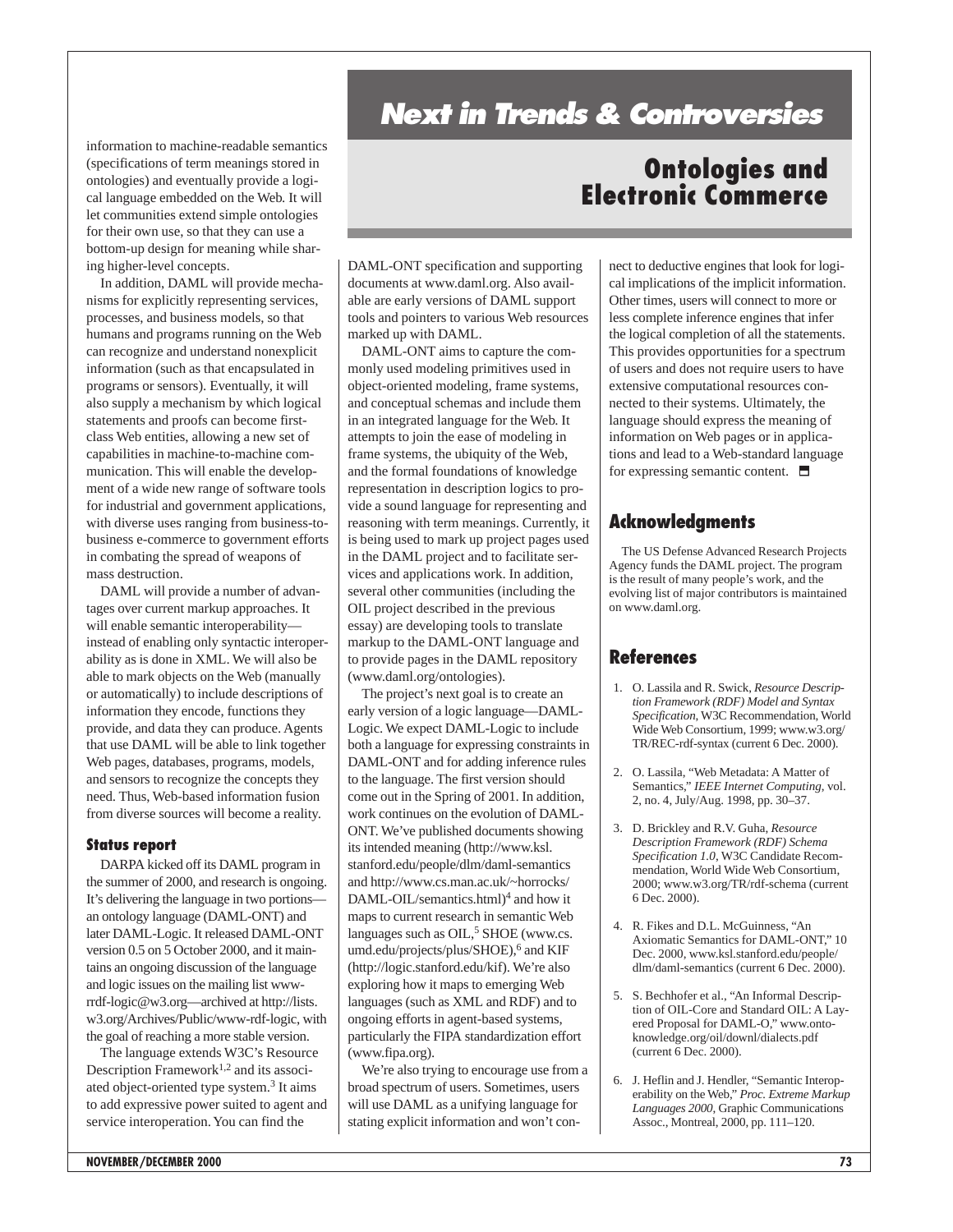information to machine-readable semantics (specifications of term meanings stored in ontologies) and eventually provide a logical language embedded on the Web. It will let communities extend simple ontologies for their own use, so that they can use a bottom-up design for meaning while sharing higher-level concepts.

In addition, DAML will provide mechanisms for explicitly representing services, processes, and business models, so that humans and programs running on the Web can recognize and understand nonexplicit information (such as that encapsulated in programs or sensors). Eventually, it will also supply a mechanism by which logical statements and proofs can become first-class Web entities, allowing a new set of capabilities in machine-to-machine communication. This will enable the development of a wide new range of software tools for industrial and government applications, with diverse uses ranging from business-to-business e-commerce to government efforts in combating the spread of weapons of mass destruction.

DAML will provide a number of advantages over current markup approaches. It will enable semantic interoperability—instead of enabling only syntactic interoperability as is done in XML. We will also be able to mark objects on the Web (manually or automatically) to include descriptions of information they encode, functions they provide, and data they can produce. Agents that use DAML will be able to link together Web pages, databases, programs, models, and sensors to recognize the concepts they need. Thus, Web-based information fusion from diverse sources will become a reality.

### Status report

DARPA kicked off its DAML program in the summer of 2000, and research is ongoing. It's delivering the language in two portions—an ontology language (DAML-ONT) and later DAML-Logic. It released DAML-ONT version 0.5 on 5 October 2000, and it maintains an ongoing discussion of the language and logic issues on the mailing list www-rrdf-logic@w3.org—archived at http://lists.w3.org/Archives/Public/www-rdf-logic, with the goal of reaching a more stable version.

The language extends W3C's Resource Description Framework[1,2] and its associated object-oriented type system.[3] It aims to add expressive power suited to agent and service interoperation. You can find the DAML-ONT specification and supporting documents at www.daml.org. Also available are early versions of DAML support tools and pointers to various Web resources marked up with DAML.

DAML-ONT aims to capture the commonly used modeling primitives used in object-oriented modeling, frame systems, and conceptual schemas and include them in an integrated language for the Web. It attempts to join the ease of modeling in frame systems, the ubiquity of the Web, and the formal foundations of knowledge representation in description logics to provide a sound language for representing and reasoning with term meanings. Currently, it is being used to mark up project pages used in the DAML project and to facilitate services and applications work. In addition, several other communities (including the OIL project described in the previous essay) are developing tools to translate markup to the DAML-ONT language and to provide pages in the DAML repository (www.daml.org/ontologies).

The project's next goal is to create an early version of a logic language—DAML-Logic. We expect DAML-Logic to include both a language for expressing constraints in DAML-ONT and for adding inference rules to the language. The first version should come out in the Spring of 2001. In addition, work continues on the evolution of DAML-ONT. We've published documents showing its intended meaning (http://www.ksl.stanford.edu/people/dlm/daml-semantics and http://www.cs.man.ac.uk/~horrocks/DAML-OIL/semantics.html)[4] and how it maps to current research in semantic Web languages such as OIL,[5] SHOE (www.cs.umd.edu/projects/plus/SHOE),[6] and KIF (http://logic.stanford.edu/kif). We're also exploring how it maps to emerging Web languages (such as XML and RDF) and to ongoing efforts in agent-based systems, particularly the FIPA standardization effort (www.fipa.org).

We're also trying to encourage use from a broad spectrum of users. Sometimes, users will use DAML as a unifying language for stating explicit information and won't connect to deductive engines that look for logical implications of the implicit information. Other times, users will connect to more or less complete inference engines that infer the logical completion of all the statements. This provides opportunities for a spectrum of users and does not require users to have extensive computational resources connected to their systems. Ultimately, the language should express the meaning of information on Web pages or in applications and lead to a Web-standard language for expressing semantic content.

## Acknowledgments

The US Defense Advanced Research Projects Agency funds the DAML project. The program is the result of many people's work, and the evolving list of major contributors is maintained on www.daml.org.

## References

1. O. Lassila and R. Swick, *Resource Description Framework (RDF) Model and Syntax Specification*, W3C Recommendation, World Wide Web Consortium, 1999; www.w3.org/TR/REC-rdf-syntax (current 6 Dec. 2000).
2. O. Lassila, "Web Metadata: A Matter of Semantics," *IEEE Internet Computing*, vol. 2, no. 4, July/Aug. 1998, pp. 30–37.
3. D. Brickley and R.V. Guha, *Resource Description Framework (RDF) Schema Specification 1.0*, W3C Candidate Recommendation, World Wide Web Consortium, 2000; www.w3.org/TR/rdf-schema (current 6 Dec. 2000).
4. R. Fikes and D.L. McGuinness, "An Axiomatic Semantics for DAML-ONT," 10 Dec. 2000, www.ksl.stanford.edu/people/dlm/daml-semantics (current 6 Dec. 2000).
5. S. Bechhofer et al., "An Informal Description of OIL-Core and Standard OIL: A Layered Proposal for DAML-O," www.ontoknowledge.org/oil/downl/dialects.pdf (current 6 Dec. 2000).
6. J. Heflin and J. Hendler, "Semantic Interoperability on the Web," *Proc. Extreme Markup Languages 2000*, Graphic Communications Assoc., Montreal, 2000, pp. 111–120.

# Next in Trends & Controversies

## Ontologies and Electronic Commerce